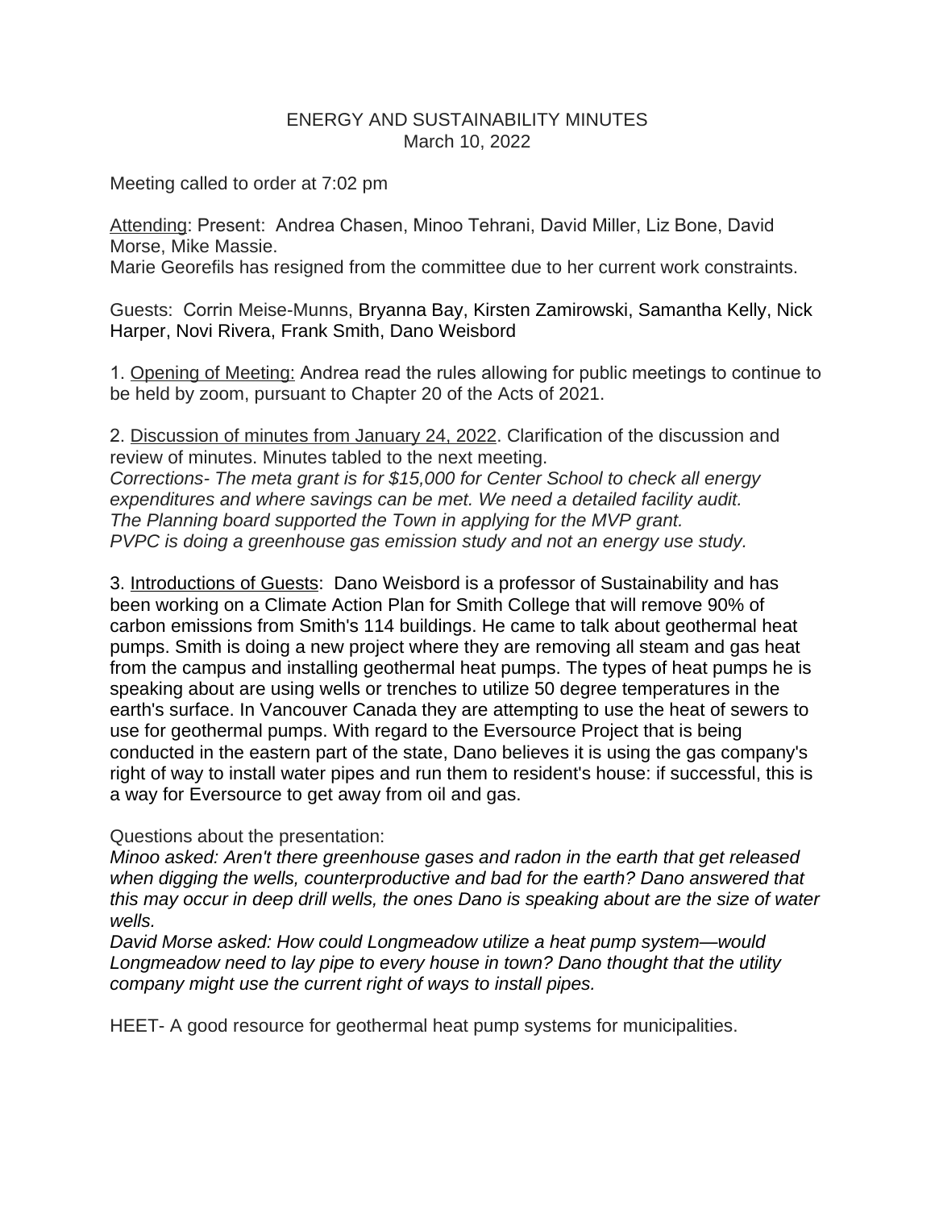ENERGY AND SUSTAINABILITY MINUTES
March 10, 2022

Meeting called to order at 7:02 pm

Attending: Present: Andrea Chasen, Minoo Tehrani, David Miller, Liz Bone, David Morse, Mike Massie.
Marie Georefils has resigned from the committee due to her current work constraints.

Guests: Corrin Meise-Munns, Bryanna Bay, Kirsten Zamirowski, Samantha Kelly, Nick Harper, Novi Rivera, Frank Smith, Dano Weisbord

1. Opening of Meeting: Andrea read the rules allowing for public meetings to continue to be held by zoom, pursuant to Chapter 20 of the Acts of 2021.

2. Discussion of minutes from January 24, 2022. Clarification of the discussion and review of minutes. Minutes tabled to the next meeting.
*Corrections- The meta grant is for $15,000 for Center School to check all energy expenditures and where savings can be met. We need a detailed facility audit.*
*The Planning board supported the Town in applying for the MVP grant.*
*PVPC is doing a greenhouse gas emission study and not an energy use study.*

3. Introductions of Guests: Dano Weisbord is a professor of Sustainability and has been working on a Climate Action Plan for Smith College that will remove 90% of carbon emissions from Smith's 114 buildings. He came to talk about geothermal heat pumps. Smith is doing a new project where they are removing all steam and gas heat from the campus and installing geothermal heat pumps. The types of heat pumps he is speaking about are using wells or trenches to utilize 50 degree temperatures in the earth's surface. In Vancouver Canada they are attempting to use the heat of sewers to use for geothermal pumps. With regard to the Eversource Project that is being conducted in the eastern part of the state, Dano believes it is using the gas company's right of way to install water pipes and run them to resident's house: if successful, this is a way for Eversource to get away from oil and gas.

Questions about the presentation:
*Minoo asked: Aren't there greenhouse gases and radon in the earth that get released when digging the wells, counterproductive and bad for the earth? Dano answered that this may occur in deep drill wells, the ones Dano is speaking about are the size of water wells.*
*David Morse asked: How could Longmeadow utilize a heat pump system—would Longmeadow need to lay pipe to every house in town? Dano thought that the utility company might use the current right of ways to install pipes.*

HEET- A good resource for geothermal heat pump systems for municipalities.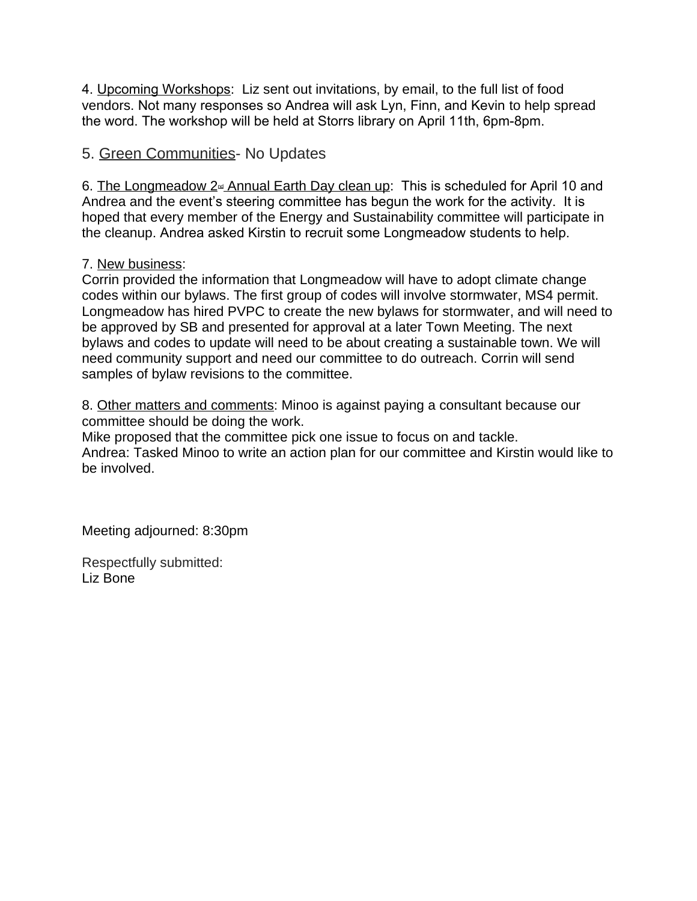4. Upcoming Workshops: Liz sent out invitations, by email, to the full list of food vendors. Not many responses so Andrea will ask Lyn, Finn, and Kevin to help spread the word. The workshop will be held at Storrs library on April 11th, 6pm-8pm.

5. Green Communities- No Updates

6. The Longmeadow 2nd Annual Earth Day clean up: This is scheduled for April 10 and Andrea and the event's steering committee has begun the work for the activity. It is hoped that every member of the Energy and Sustainability committee will participate in the cleanup. Andrea asked Kirstin to recruit some Longmeadow students to help.

7. New business:
Corrin provided the information that Longmeadow will have to adopt climate change codes within our bylaws. The first group of codes will involve stormwater, MS4 permit. Longmeadow has hired PVPC to create the new bylaws for stormwater, and will need to be approved by SB and presented for approval at a later Town Meeting. The next bylaws and codes to update will need to be about creating a sustainable town. We will need community support and need our committee to do outreach. Corrin will send samples of bylaw revisions to the committee.

8. Other matters and comments: Minoo is against paying a consultant because our committee should be doing the work.
Mike proposed that the committee pick one issue to focus on and tackle.
Andrea: Tasked Minoo to write an action plan for our committee and Kirstin would like to be involved.

Meeting adjourned: 8:30pm

Respectfully submitted:
Liz Bone